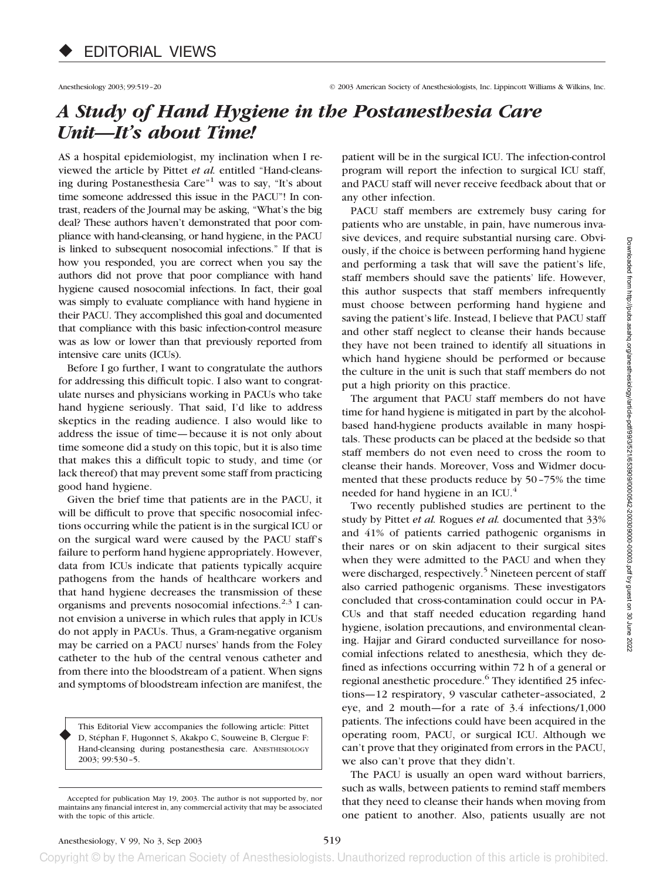# EDITORIAL VIEWS

## *A Study of Hand Hygiene in the Postanesthesia Care Unit—It's about Time!*

AS a hospital epidemiologist, my inclination when I reviewed the article by Pittet *et al.* entitled "Hand-cleansing during Postanesthesia Care"[1] was to say, "It's about time someone addressed this issue in the PACU"! In contrast, readers of the Journal may be asking, "What's the big deal? These authors haven't demonstrated that poor compliance with hand-cleansing, or hand hygiene, in the PACU is linked to subsequent nosocomial infections." If that is how you responded, you are correct when you say the authors did not prove that poor compliance with hand hygiene caused nosocomial infections. In fact, their goal was simply to evaluate compliance with hand hygiene in their PACU. They accomplished this goal and documented that compliance with this basic infection-control measure was as low or lower than that previously reported from intensive care units (ICUs).

Before I go further, I want to congratulate the authors for addressing this difficult topic. I also want to congratulate nurses and physicians working in PACUs who take hand hygiene seriously. That said, I'd like to address skeptics in the reading audience. I also would like to address the issue of time—because it is not only about time someone did a study on this topic, but it is also time that makes this a difficult topic to study, and time (or lack thereof) that may prevent some staff from practicing good hand hygiene.

Given the brief time that patients are in the PACU, it will be difficult to prove that specific nosocomial infections occurring while the patient is in the surgical ICU or on the surgical ward were caused by the PACU staff's failure to perform hand hygiene appropriately. However, data from ICUs indicate that patients typically acquire pathogens from the hands of healthcare workers and that hand hygiene decreases the transmission of these organisms and prevents nosocomial infections.[2,3] I cannot envision a universe in which rules that apply in ICUs do not apply in PACUs. Thus, a Gram-negative organism may be carried on a PACU nurses' hands from the Foley catheter to the hub of the central venous catheter and from there into the bloodstream of a patient. When signs and symptoms of bloodstream infection are manifest, the patient will be in the surgical ICU. The infection-control program will report the infection to surgical ICU staff, and PACU staff will never receive feedback about that or any other infection.

PACU staff members are extremely busy caring for patients who are unstable, in pain, have numerous invasive devices, and require substantial nursing care. Obviously, if the choice is between performing hand hygiene and performing a task that will save the patient's life, staff members should save the patients' life. However, this author suspects that staff members infrequently must choose between performing hand hygiene and saving the patient's life. Instead, I believe that PACU staff and other staff neglect to cleanse their hands because they have not been trained to identify all situations in which hand hygiene should be performed or because the culture in the unit is such that staff members do not put a high priority on this practice.

The argument that PACU staff members do not have time for hand hygiene is mitigated in part by the alcohol-based hand-hygiene products available in many hospitals. These products can be placed at the bedside so that staff members do not even need to cross the room to cleanse their hands. Moreover, Voss and Widmer documented that these products reduce by 50–75% the time needed for hand hygiene in an ICU.[4]

Two recently published studies are pertinent to the study by Pittet *et al.* Rogues *et al.* documented that 33% and 41% of patients carried pathogenic organisms in their nares or on skin adjacent to their surgical sites when they were admitted to the PACU and when they were discharged, respectively.[5] Nineteen percent of staff also carried pathogenic organisms. These investigators concluded that cross-contamination could occur in PACUs and that staff needed education regarding hand hygiene, isolation precautions, and environmental cleaning. Hajjar and Girard conducted surveillance for nosocomial infections related to anesthesia, which they defined as infections occurring within 72 h of a general or regional anesthetic procedure.[6] They identified 25 infections—12 respiratory, 9 vascular catheter–associated, 2 eye, and 2 mouth—for a rate of 3.4 infections/1,000 patients. The infections could have been acquired in the operating room, PACU, or surgical ICU. Although we can't prove that they originated from errors in the PACU, we also can't prove that they didn't.

The PACU is usually an open ward without barriers, such as walls, between patients to remind staff members that they need to cleanse their hands when moving from one patient to another. Also, patients usually are not

This Editorial View accompanies the following article: Pittet D, Stéphan F, Hugonnet S, Akakpo C, Souweine B, Clergue F: Hand-cleansing during postanesthesia care. ANESTHESIOLOGY 2003; 99:530–5.

Accepted for publication May 19, 2003. The author is not supported by, nor maintains any financial interest in, any commercial activity that may be associated with the topic of this article.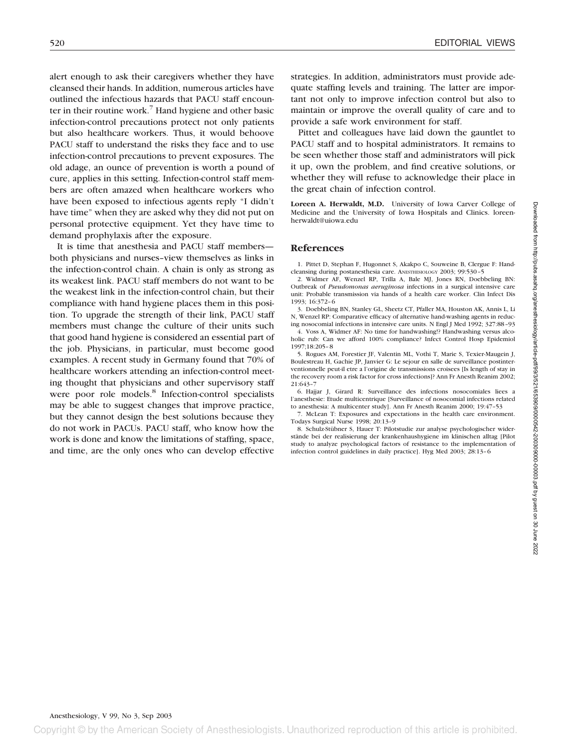alert enough to ask their caregivers whether they have cleansed their hands. In addition, numerous articles have outlined the infectious hazards that PACU staff encounter in their routine work.[7] Hand hygiene and other basic infection-control precautions protect not only patients but also healthcare workers. Thus, it would behoove PACU staff to understand the risks they face and to use infection-control precautions to prevent exposures. The old adage, an ounce of prevention is worth a pound of cure, applies in this setting. Infection-control staff members are often amazed when healthcare workers who have been exposed to infectious agents reply "I didn't have time" when they are asked why they did not put on personal protective equipment. Yet they have time to demand prophylaxis after the exposure.

It is time that anesthesia and PACU staff members—both physicians and nurses–view themselves as links in the infection-control chain. A chain is only as strong as its weakest link. PACU staff members do not want to be the weakest link in the infection-control chain, but their compliance with hand hygiene places them in this position. To upgrade the strength of their link, PACU staff members must change the culture of their units such that good hand hygiene is considered an essential part of the job. Physicians, in particular, must become good examples. A recent study in Germany found that 70% of healthcare workers attending an infection-control meeting thought that physicians and other supervisory staff were poor role models.[8] Infection-control specialists may be able to suggest changes that improve practice, but they cannot design the best solutions because they do not work in PACUs. PACU staff, who know how the work is done and know the limitations of staffing, space, and time, are the only ones who can develop effective strategies. In addition, administrators must provide adequate staffing levels and training. The latter are important not only to improve infection control but also to maintain or improve the overall quality of care and to provide a safe work environment for staff.

Pittet and colleagues have laid down the gauntlet to PACU staff and to hospital administrators. It remains to be seen whether those staff and administrators will pick it up, own the problem, and find creative solutions, or whether they will refuse to acknowledge their place in the great chain of infection control.

**Loreen A. Herwaldt, M.D.** University of Iowa Carver College of Medicine and the University of Iowa Hospitals and Clinics. loreen-herwaldt@uiowa.edu

## References

1. Pittet D, Stephan F, Hugonnet S, Akakpo C, Souweine B, Clergue F: Hand-cleansing during postanesthesia care. ANESTHESIOLOGY 2003; 99:530–5
2. Widmer AF, Wenzel RP, Trilla A, Bale MJ, Jones RN, Doebbeling BN: Outbreak of *Pseudomonas aeruginosa* infections in a surgical intensive care unit: Probable transmission via hands of a health care worker. Clin Infect Dis 1993; 16:372–6
3. Doebbeling BN, Stanley GL, Sheetz CT, Pfaller MA, Houston AK, Annis L, Li N, Wenzel RP: Comparative efficacy of alternative hand-washing agents in reducing nosocomial infections in intensive care units. N Engl J Med 1992; 327:88–93
4. Voss A, Widmer AF: No time for handwashing!? Handwashing versus alcoholic rub: Can we afford 100% compliance? Infect Control Hosp Epidemiol 1997;18:205–8
5. Rogues AM, Forestier JF, Valentin ML, Vothi T, Marie S, Texier-Maugein J, Boulestreau H, Gachie JP, Janvier G: Le sejour en salle de surveillance postinterventionnelle peut-il etre a l'origine de transmissions croisees [Is length of stay in the recovery room a risk factor for cross infections]? Ann Fr Anesth Reanim 2002; 21:643–7
6. Hajjar J, Girard R: Surveillance des infections nosocomiales liees a l'anesthesie: Etude multicentrique [Surveillance of nosocomial infections related to anesthesia: A multicenter study]. Ann Fr Anesth Reanim 2000; 19:47–53
7. McLean T: Exposures and expectations in the health care environment. Todays Surgical Nurse 1998; 20:13–9
8. Schulz-Stübner S, Hauer T: Pilotstudie zur analyse psychologischer widerstände bei der realisierung der krankenhaushygiene im klinischen alltag [Pilot study to analyze psychological factors of resistance to the implementation of infection control guidelines in daily practice]. Hyg Med 2003; 28:13–6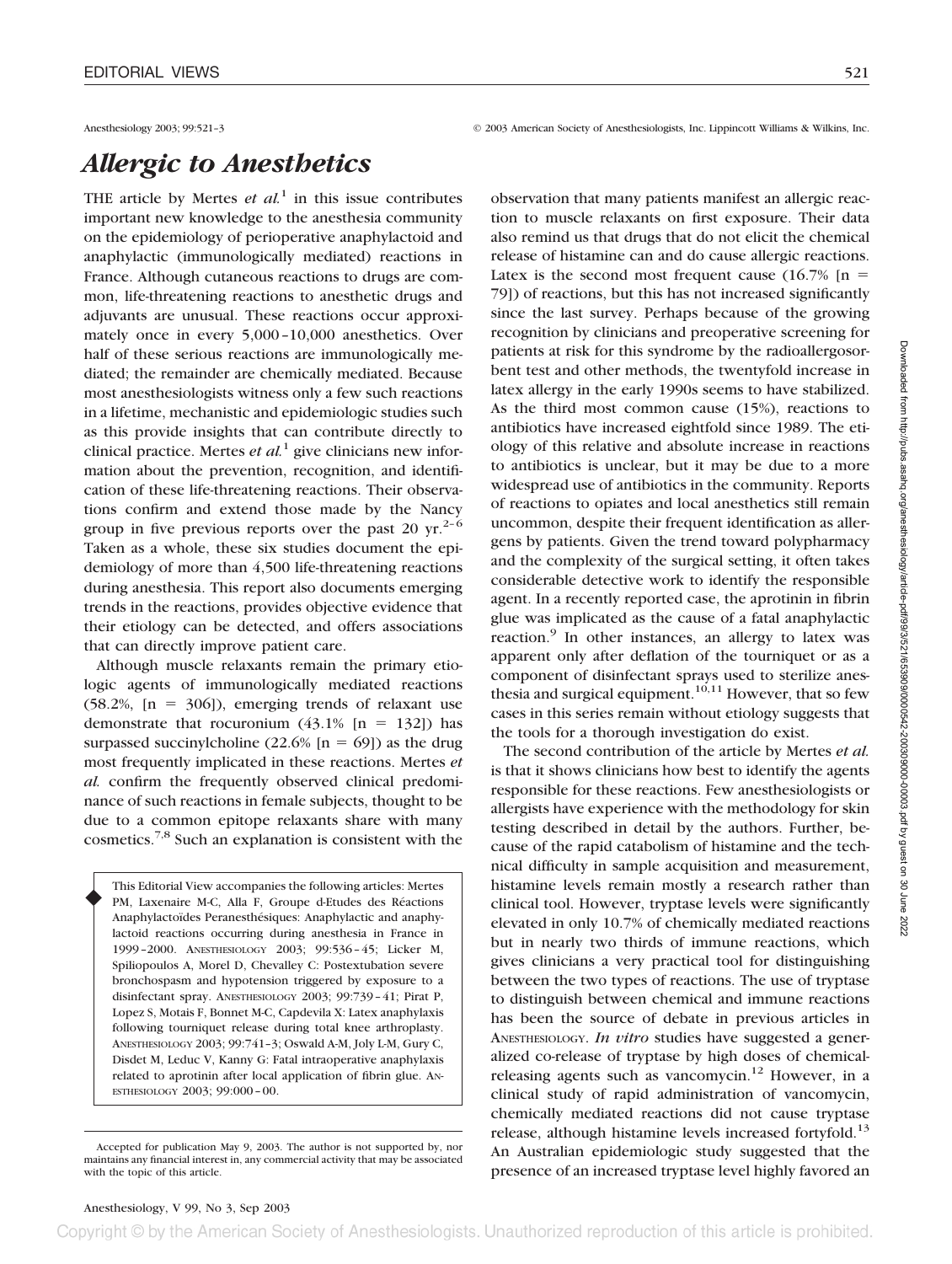Anesthesiology 2003; 99:521–3 © 2003 American Society of Anesthesiologists, Inc. Lippincott Williams & Wilkins, Inc.

# *Allergic to Anesthetics*

THE article by Mertes *et al.*[1] in this issue contributes important new knowledge to the anesthesia community on the epidemiology of perioperative anaphylactoid and anaphylactic (immunologically mediated) reactions in France. Although cutaneous reactions to drugs are common, life-threatening reactions to anesthetic drugs and adjuvants are unusual. These reactions occur approximately once in every 5,000–10,000 anesthetics. Over half of these serious reactions are immunologically mediated; the remainder are chemically mediated. Because most anesthesiologists witness only a few such reactions in a lifetime, mechanistic and epidemiologic studies such as this provide insights that can contribute directly to clinical practice. Mertes *et al.*[1] give clinicians new information about the prevention, recognition, and identification of these life-threatening reactions. Their observations confirm and extend those made by the Nancy group in five previous reports over the past 20 yr.[2–6] Taken as a whole, these six studies document the epidemiology of more than 4,500 life-threatening reactions during anesthesia. This report also documents emerging trends in the reactions, provides objective evidence that their etiology can be detected, and offers associations that can directly improve patient care.

Although muscle relaxants remain the primary etiologic agents of immunologically mediated reactions (58.2%, [n = 306]), emerging trends of relaxant use demonstrate that rocuronium (43.1% [n = 132]) has surpassed succinylcholine (22.6% [n = 69]) as the drug most frequently implicated in these reactions. Mertes *et al.* confirm the frequently observed clinical predominance of such reactions in female subjects, thought to be due to a common epitope relaxants share with many cosmetics.[7,8] Such an explanation is consistent with the observation that many patients manifest an allergic reaction to muscle relaxants on first exposure. Their data also remind us that drugs that do not elicit the chemical release of histamine can and do cause allergic reactions. Latex is the second most frequent cause (16.7% [n = 79]) of reactions, but this has not increased significantly since the last survey. Perhaps because of the growing recognition by clinicians and preoperative screening for patients at risk for this syndrome by the radioallergosorbent test and other methods, the twentyfold increase in latex allergy in the early 1990s seems to have stabilized. As the third most common cause (15%), reactions to antibiotics have increased eightfold since 1989. The etiology of this relative and absolute increase in reactions to antibiotics is unclear, but it may be due to a more widespread use of antibiotics in the community. Reports of reactions to opiates and local anesthetics still remain uncommon, despite their frequent identification as allergens by patients. Given the trend toward polypharmacy and the complexity of the surgical setting, it often takes considerable detective work to identify the responsible agent. In a recently reported case, the aprotinin in fibrin glue was implicated as the cause of a fatal anaphylactic reaction.[9] In other instances, an allergy to latex was apparent only after deflation of the tourniquet or as a component of disinfectant sprays used to sterilize anesthesia and surgical equipment.[10,11] However, that so few cases in this series remain without etiology suggests that the tools for a thorough investigation do exist.

The second contribution of the article by Mertes *et al.* is that it shows clinicians how best to identify the agents responsible for these reactions. Few anesthesiologists or allergists have experience with the methodology for skin testing described in detail by the authors. Further, because of the rapid catabolism of histamine and the technical difficulty in sample acquisition and measurement, histamine levels remain mostly a research rather than clinical tool. However, tryptase levels were significantly elevated in only 10.7% of chemically mediated reactions but in nearly two thirds of immune reactions, which gives clinicians a very practical tool for distinguishing between the two types of reactions. The use of tryptase to distinguish between chemical and immune reactions has been the source of debate in previous articles in ANESTHESIOLOGY. *In vitro* studies have suggested a generalized co-release of tryptase by high doses of chemical-releasing agents such as vancomycin.[12] However, in a clinical study of rapid administration of vancomycin, chemically mediated reactions did not cause tryptase release, although histamine levels increased fortyfold.[13] An Australian epidemiologic study suggested that the presence of an increased tryptase level highly favored an

This Editorial View accompanies the following articles: Mertes PM, Laxenaire M-C, Alla F, Groupe d-Etudes des Réactions Anaphylactoïdes Peranesthésiques: Anaphylactic and anaphylactoid reactions occurring during anesthesia in France in 1999–2000. ANESTHESIOLOGY 2003; 99:536–45; Licker M, Spiliopoulos A, Morel D, Chevalley C: Postextubation severe bronchospasm and hypotension triggered by exposure to a disinfectant spray. ANESTHESIOLOGY 2003; 99:739–41; Pirat P, Lopez S, Motais F, Bonnet M-C, Capdevila X: Latex anaphylaxis following tourniquet release during total knee arthroplasty. ANESTHESIOLOGY 2003; 99:741–3; Oswald A-M, Joly L-M, Gury C, Disdet M, Leduc V, Kanny G: Fatal intraoperative anaphylaxis related to aprotinin after local application of fibrin glue. ANESTHESIOLOGY 2003; 99:000–00.

Accepted for publication May 9, 2003. The author is not supported by, nor maintains any financial interest in, any commercial activity that may be associated with the topic of this article.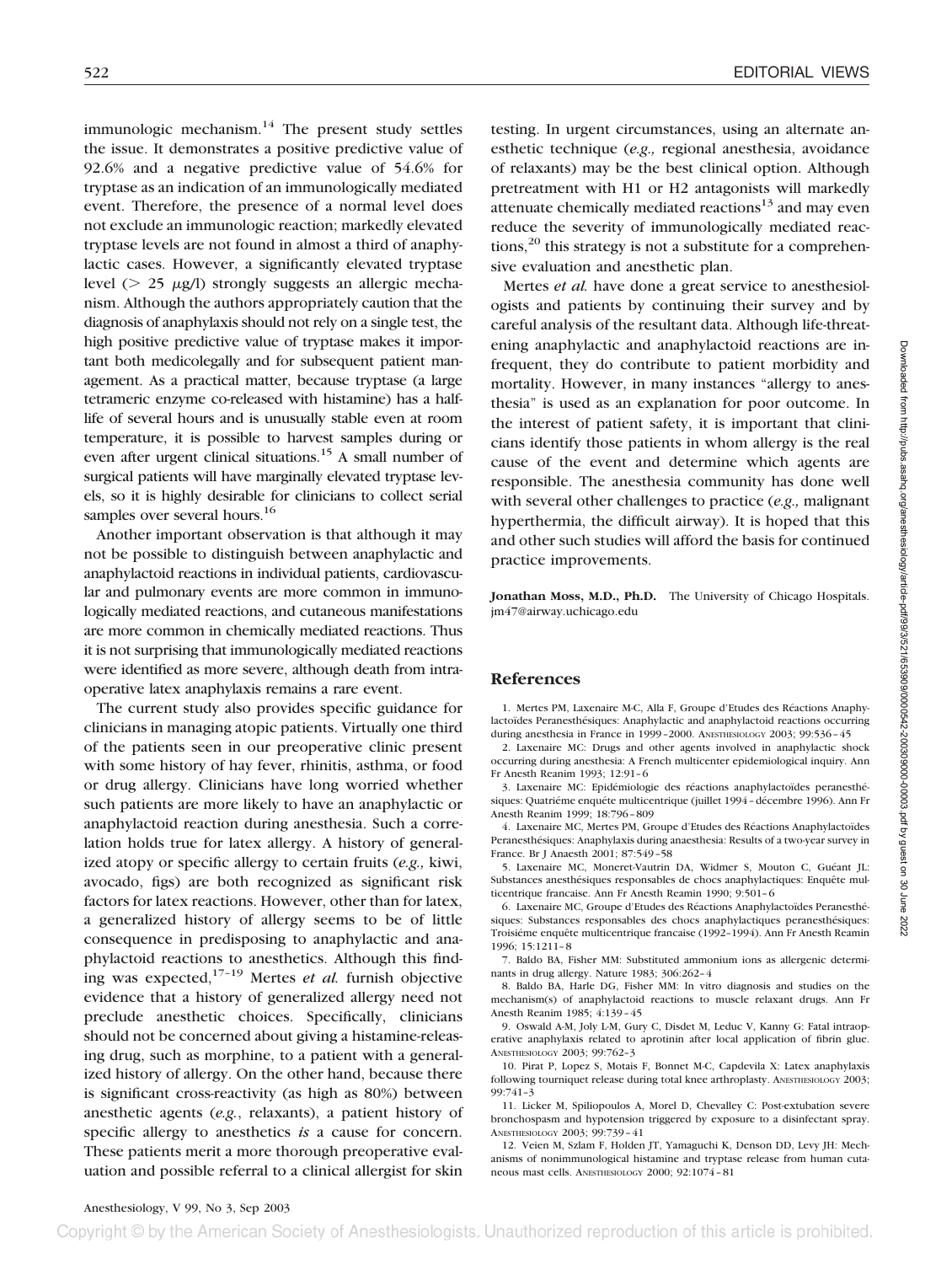immunologic mechanism.[14] The present study settles the issue. It demonstrates a positive predictive value of 92.6% and a negative predictive value of 54.6% for tryptase as an indication of an immunologically mediated event. Therefore, the presence of a normal level does not exclude an immunologic reaction; markedly elevated tryptase levels are not found in almost a third of anaphylactic cases. However, a significantly elevated tryptase level ($> 25$ $\mu$g/l) strongly suggests an allergic mechanism. Although the authors appropriately caution that the diagnosis of anaphylaxis should not rely on a single test, the high positive predictive value of tryptase makes it important both medicolegally and for subsequent patient management. As a practical matter, because tryptase (a large tetrameric enzyme co-released with histamine) has a half-life of several hours and is unusually stable even at room temperature, it is possible to harvest samples during or even after urgent clinical situations.[15] A small number of surgical patients will have marginally elevated tryptase levels, so it is highly desirable for clinicians to collect serial samples over several hours.[16]

Another important observation is that although it may not be possible to distinguish between anaphylactic and anaphylactoid reactions in individual patients, cardiovascular and pulmonary events are more common in immunologically mediated reactions, and cutaneous manifestations are more common in chemically mediated reactions. Thus it is not surprising that immunologically mediated reactions were identified as more severe, although death from intraoperative latex anaphylaxis remains a rare event.

The current study also provides specific guidance for clinicians in managing atopic patients. Virtually one third of the patients seen in our preoperative clinic present with some history of hay fever, rhinitis, asthma, or food or drug allergy. Clinicians have long worried whether such patients are more likely to have an anaphylactic or anaphylactoid reaction during anesthesia. Such a correlation holds true for latex allergy. A history of generalized atopy or specific allergy to certain fruits (*e.g.,* kiwi, avocado, figs) are both recognized as significant risk factors for latex reactions. However, other than for latex, a generalized history of allergy seems to be of little consequence in predisposing to anaphylactic and anaphylactoid reactions to anesthetics. Although this finding was expected,[17–19] Mertes *et al.* furnish objective evidence that a history of generalized allergy need not preclude anesthetic choices. Specifically, clinicians should not be concerned about giving a histamine-releasing drug, such as morphine, to a patient with a generalized history of allergy. On the other hand, because there is significant cross-reactivity (as high as 80%) between anesthetic agents (*e.g.*, relaxants), a patient history of specific allergy to anesthetics *is* a cause for concern. These patients merit a more thorough preoperative evaluation and possible referral to a clinical allergist for skin testing. In urgent circumstances, using an alternate anesthetic technique (*e.g.,* regional anesthesia, avoidance of relaxants) may be the best clinical option. Although pretreatment with H1 or H2 antagonists will markedly attenuate chemically mediated reactions[13] and may even reduce the severity of immunologically mediated reactions,[20] this strategy is not a substitute for a comprehensive evaluation and anesthetic plan.

Mertes *et al.* have done a great service to anesthesiologists and patients by continuing their survey and by careful analysis of the resultant data. Although life-threatening anaphylactic and anaphylactoid reactions are infrequent, they do contribute to patient morbidity and mortality. However, in many instances "allergy to anesthesia" is used as an explanation for poor outcome. In the interest of patient safety, it is important that clinicians identify those patients in whom allergy is the real cause of the event and determine which agents are responsible. The anesthesia community has done well with several other challenges to practice (*e.g.,* malignant hyperthermia, the difficult airway). It is hoped that this and other such studies will afford the basis for continued practice improvements.

**Jonathan Moss, M.D., Ph.D.** The University of Chicago Hospitals. jm47@airway.uchicago.edu

## References

1. Mertes PM, Laxenaire M-C, Alla F, Groupe d'Etudes des Réactions Anaphylactoïdes Peranesthésiques: Anaphylactic and anaphylactoid reactions occurring during anesthesia in France in 1999–2000. ANESTHESIOLOGY 2003; 99:536–45
2. Laxenaire MC: Drugs and other agents involved in anaphylactic shock occurring during anesthesia: A French multicenter epidemiological inquiry. Ann Fr Anesth Reanim 1993; 12:91–6
3. Laxenaire MC: Epidémiologie des réactions anaphylactoïdes peranesthésiques: Quatriéme enquéte multicentrique (juillet 1994–décembre 1996). Ann Fr Anesth Reanim 1999; 18:796–809
4. Laxenaire MC, Mertes PM, Groupe d'Etudes des Réactions Anaphylactoïdes Peranesthésiques: Anaphylaxis during anaesthesia: Results of a two-year survey in France. Br J Anaesth 2001; 87:549–58
5. Laxenaire MC, Moneret-Vautrin DA, Widmer S, Mouton C, Guéant JL: Substances anesthésiques responsables de chocs anaphylactiques: Enquête multicentrique francaise. Ann Fr Anesth Reamin 1990; 9:501–6
6. Laxenaire MC, Groupe d'Etudes des Réactions Anaphylactoïdes Peranesthésiques: Substances responsables des chocs anaphylactiques peranesthésiques: Troisiéme enquête multicentrique francaise (1992–1994). Ann Fr Anesth Reamin 1996; 15:1211–8
7. Baldo BA, Fisher MM: Substituted ammonium ions as allergenic determinants in drug allergy. Nature 1983; 306:262–4
8. Baldo BA, Harle DG, Fisher MM: In vitro diagnosis and studies on the mechanism(s) of anaphylactoid reactions to muscle relaxant drugs. Ann Fr Anesth Reanim 1985; 4:139–45
9. Oswald A-M, Joly L-M, Gury C, Disdet M, Leduc V, Kanny G: Fatal intraoperative anaphylaxis related to aprotinin after local application of fibrin glue. ANESTHESIOLOGY 2003; 99:762–3
10. Pirat P, Lopez S, Motais F, Bonnet M-C, Capdevila X: Latex anaphylaxis following tourniquet release during total knee arthroplasty. ANESTHESIOLOGY 2003; 99:741–3
11. Licker M, Spiliopoulos A, Morel D, Chevalley C: Post-extubation severe bronchospasm and hypotension triggered by exposure to a disinfectant spray. ANESTHESIOLOGY 2003; 99:739–41
12. Veien M, Szlam F, Holden JT, Yamaguchi K, Denson DD, Levy JH: Mechanisms of nonimmunological histamine and tryptase release from human cutaneous mast cells. ANESTHESIOLOGY 2000; 92:1074–81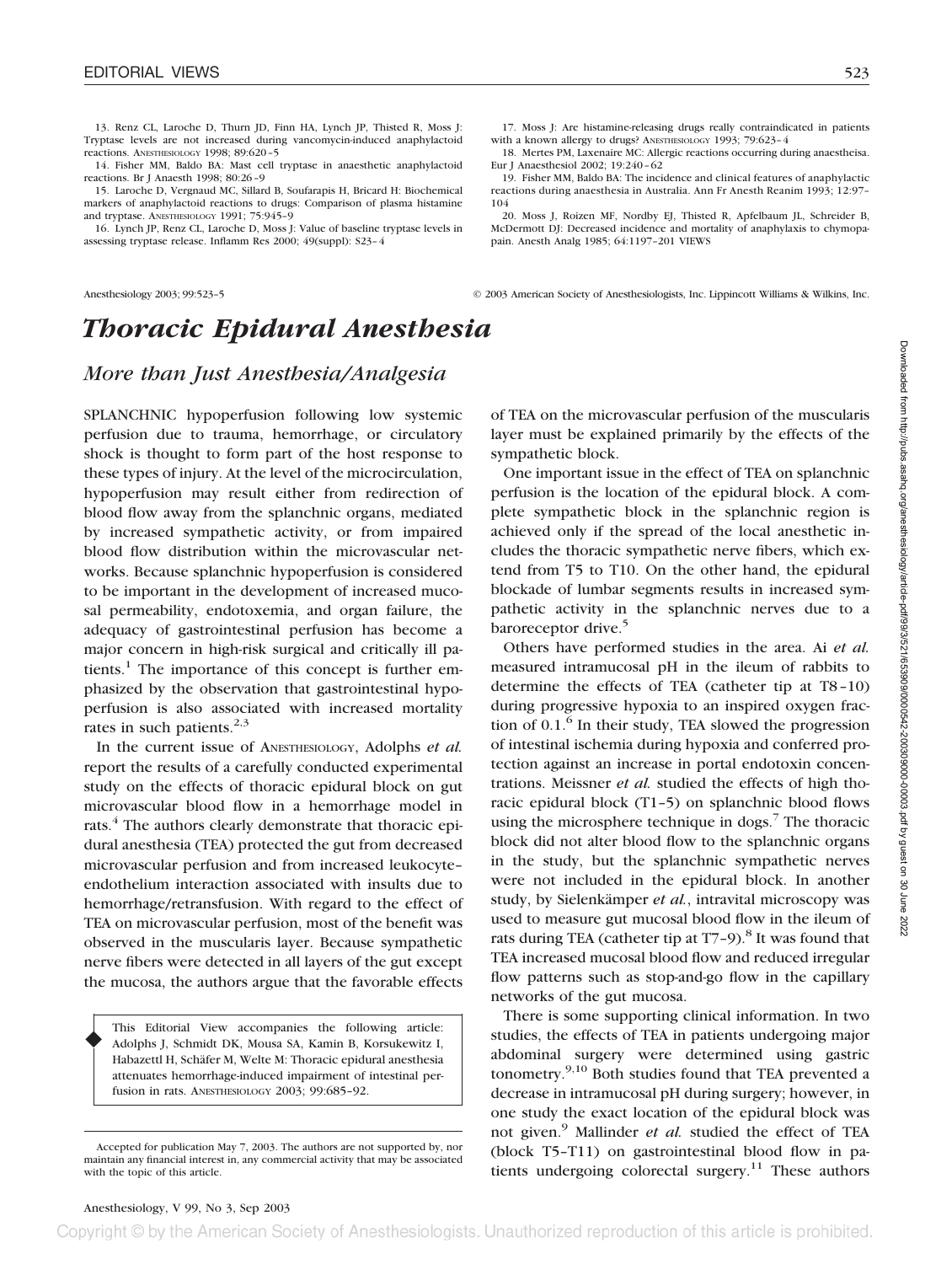13. Renz CL, Laroche D, Thurn JD, Finn HA, Lynch JP, Thisted R, Moss J: Tryptase levels are not increased during vancomycin-induced anaphylactoid reactions. ANESTHESIOLOGY 1998; 89:620–5

14. Fisher MM, Baldo BA: Mast cell tryptase in anaesthetic anaphylactoid reactions. Br J Anaesth 1998; 80:26–9

15. Laroche D, Vergnaud MC, Sillard B, Soufarapis H, Bricard H: Biochemical markers of anaphylactoid reactions to drugs: Comparison of plasma histamine and tryptase. ANESTHESIOLOGY 1991; 75:945–9

16. Lynch JP, Renz CL, Laroche D, Moss J: Value of baseline tryptase levels in assessing tryptase release. Inflamm Res 2000; 49(suppl): S23–4

17. Moss J: Are histamine-releasing drugs really contraindicated in patients with a known allergy to drugs? ANESTHESIOLOGY 1993; 79:623–4

18. Mertes PM, Laxenaire MC: Allergic reactions occurring during anaestheisa. Eur J Anaesthesiol 2002; 19:240–62

19. Fisher MM, Baldo BA: The incidence and clinical features of anaphylactic reactions during anaesthesia in Australia. Ann Fr Anesth Reanim 1993; 12:97–104

20. Moss J, Roizen MF, Nordby EJ, Thisted R, Apfelbaum JL, Schreider B, McDermott DJ: Decreased incidence and mortality of anaphylaxis to chymopapain. Anesth Analg 1985; 64:1197–201 VIEWS

Anesthesiology 2003; 99:523–5 © 2003 American Society of Anesthesiologists, Inc. Lippincott Williams & Wilkins, Inc.

# *Thoracic Epidural Anesthesia*

## *More than Just Anesthesia/Analgesia*

SPLANCHNIC hypoperfusion following low systemic perfusion due to trauma, hemorrhage, or circulatory shock is thought to form part of the host response to these types of injury. At the level of the microcirculation, hypoperfusion may result either from redirection of blood flow away from the splanchnic organs, mediated by increased sympathetic activity, or from impaired blood flow distribution within the microvascular networks. Because splanchnic hypoperfusion is considered to be important in the development of increased mucosal permeability, endotoxemia, and organ failure, the adequacy of gastrointestinal perfusion has become a major concern in high-risk surgical and critically ill patients.[1] The importance of this concept is further emphasized by the observation that gastrointestinal hypoperfusion is also associated with increased mortality rates in such patients.[2,3]

In the current issue of ANESTHESIOLOGY, Adolphs *et al.* report the results of a carefully conducted experimental study on the effects of thoracic epidural block on gut microvascular blood flow in a hemorrhage model in rats.[4] The authors clearly demonstrate that thoracic epidural anesthesia (TEA) protected the gut from decreased microvascular perfusion and from increased leukocyte–endothelium interaction associated with insults due to hemorrhage/retransfusion. With regard to the effect of TEA on microvascular perfusion, most of the benefit was observed in the muscularis layer. Because sympathetic nerve fibers were detected in all layers of the gut except the mucosa, the authors argue that the favorable effects of TEA on the microvascular perfusion of the muscularis layer must be explained primarily by the effects of the sympathetic block.

> This Editorial View accompanies the following article: Adolphs J, Schmidt DK, Mousa SA, Kamin B, Korsukewitz I, Habazettl H, Schäfer M, Welte M: Thoracic epidural anesthesia attenuates hemorrhage-induced impairment of intestinal perfusion in rats. ANESTHESIOLOGY 2003; 99:685–92.

Accepted for publication May 7, 2003. The authors are not supported by, nor maintain any financial interest in, any commercial activity that may be associated with the topic of this article.

One important issue in the effect of TEA on splanchnic perfusion is the location of the epidural block. A complete sympathetic block in the splanchnic region is achieved only if the spread of the local anesthetic includes the thoracic sympathetic nerve fibers, which extend from T5 to T10. On the other hand, the epidural blockade of lumbar segments results in increased sympathetic activity in the splanchnic nerves due to a baroreceptor drive.[5]

Others have performed studies in the area. Ai *et al.* measured intramucosal pH in the ileum of rabbits to determine the effects of TEA (catheter tip at T8–10) during progressive hypoxia to an inspired oxygen fraction of 0.1.[6] In their study, TEA slowed the progression of intestinal ischemia during hypoxia and conferred protection against an increase in portal endotoxin concentrations. Meissner *et al.* studied the effects of high thoracic epidural block (T1–5) on splanchnic blood flows using the microsphere technique in dogs.[7] The thoracic block did not alter blood flow to the splanchnic organs in the study, but the splanchnic sympathetic nerves were not included in the epidural block. In another study, by Sielenkämper *et al.*, intravital microscopy was used to measure gut mucosal blood flow in the ileum of rats during TEA (catheter tip at T7–9).[8] It was found that TEA increased mucosal blood flow and reduced irregular flow patterns such as stop-and-go flow in the capillary networks of the gut mucosa.

There is some supporting clinical information. In two studies, the effects of TEA in patients undergoing major abdominal surgery were determined using gastric tonometry.[9,10] Both studies found that TEA prevented a decrease in intramucosal pH during surgery; however, in one study the exact location of the epidural block was not given.[9] Mallinder *et al.* studied the effect of TEA (block T5–T11) on gastrointestinal blood flow in patients undergoing colorectal surgery.[11] These authors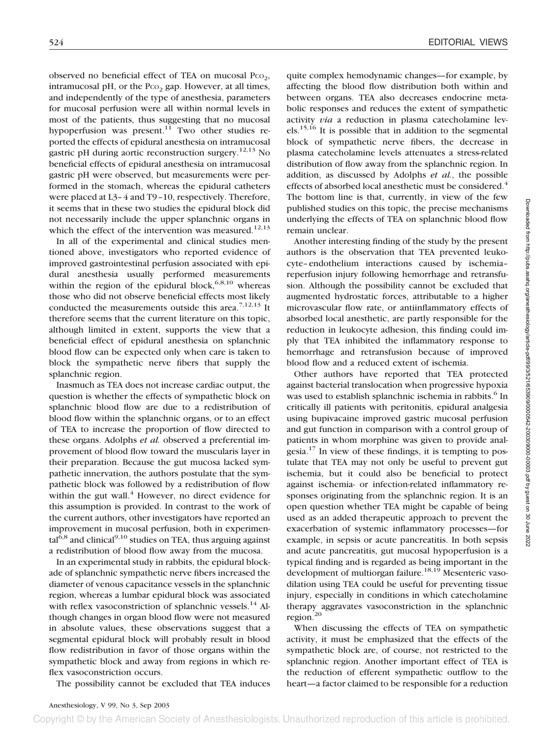observed no beneficial effect of TEA on mucosal $P_{CO_2}$, intramucosal pH, or the $P_{CO_2}$ gap. However, at all times, and independently of the type of anesthesia, parameters for mucosal perfusion were all within normal levels in most of the patients, thus suggesting that no mucosal hypoperfusion was present.[11] Two other studies reported the effects of epidural anesthesia on intramucosal gastric pH during aortic reconstruction surgery.[12,13] No beneficial effects of epidural anesthesia on intramucosal gastric pH were observed, but measurements were performed in the stomach, whereas the epidural catheters were placed at L3–4 and T9–10, respectively. Therefore, it seems that in these two studies the epidural block did not necessarily include the upper splanchnic organs in which the effect of the intervention was measured.[12,13]

In all of the experimental and clinical studies mentioned above, investigators who reported evidence of improved gastrointestinal perfusion associated with epidural anesthesia usually performed measurements within the region of the epidural block,[6,8,10] whereas those who did not observe beneficial effects most likely conducted the measurements outside this area.[7,12,13] It therefore seems that the current literature on this topic, although limited in extent, supports the view that a beneficial effect of epidural anesthesia on splanchnic blood flow can be expected only when care is taken to block the sympathetic nerve fibers that supply the splanchnic region.

Inasmuch as TEA does not increase cardiac output, the question is whether the effects of sympathetic block on splanchnic blood flow are due to a redistribution of blood flow within the splanchnic organs, or to an effect of TEA to increase the proportion of flow directed to these organs. Adolphs *et al.* observed a preferential improvement of blood flow toward the muscularis layer in their preparation. Because the gut mucosa lacked sympathetic innervation, the authors postulate that the sympathetic block was followed by a redistribution of flow within the gut wall.[4] However, no direct evidence for this assumption is provided. In contrast to the work of the current authors, other investigators have reported an improvement in mucosal perfusion, both in experimental[6,8] and clinical[9,10] studies on TEA, thus arguing against a redistribution of blood flow away from the mucosa.

In an experimental study in rabbits, the epidural blockade of splanchnic sympathetic nerve fibers increased the diameter of venous capacitance vessels in the splanchnic region, whereas a lumbar epidural block was associated with reflex vasoconstriction of splanchnic vessels.[14] Although changes in organ blood flow were not measured in absolute values, these observations suggest that a segmental epidural block will probably result in blood flow redistribution in favor of those organs within the sympathetic block and away from regions in which reflex vasoconstriction occurs.

The possibility cannot be excluded that TEA induces quite complex hemodynamic changes—for example, by affecting the blood flow distribution both within and between organs. TEA also decreases endocrine metabolic responses and reduces the extent of sympathetic activity *via* a reduction in plasma catecholamine levels.[15,16] It is possible that in addition to the segmental block of sympathetic nerve fibers, the decrease in plasma catecholamine levels attenuates a stress-related distribution of flow away from the splanchnic region. In addition, as discussed by Adolphs *et al.*, the possible effects of absorbed local anesthetic must be considered.[4] The bottom line is that, currently, in view of the few published studies on this topic, the precise mechanisms underlying the effects of TEA on splanchnic blood flow remain unclear.

Another interesting finding of the study by the present authors is the observation that TEA prevented leukocyte–endothelium interactions caused by ischemia–reperfusion injury following hemorrhage and retransfusion. Although the possibility cannot be excluded that augmented hydrostatic forces, attributable to a higher microvascular flow rate, or antiinflammatory effects of absorbed local anesthetic, are partly responsible for the reduction in leukocyte adhesion, this finding could imply that TEA inhibited the inflammatory response to hemorrhage and retransfusion because of improved blood flow and a reduced extent of ischemia.

Other authors have reported that TEA protected against bacterial translocation when progressive hypoxia was used to establish splanchnic ischemia in rabbits.[6] In critically ill patients with peritonitis, epidural analgesia using bupivacaine improved gastric mucosal perfusion and gut function in comparison with a control group of patients in whom morphine was given to provide analgesia.[17] In view of these findings, it is tempting to postulate that TEA may not only be useful to prevent gut ischemia, but it could also be beneficial to protect against ischemia- or infection-related inflammatory responses originating from the splanchnic region. It is an open question whether TEA might be capable of being used as an added therapeutic approach to prevent the exacerbation of systemic inflammatory processes—for example, in sepsis or acute pancreatitis. In both sepsis and acute pancreatitis, gut mucosal hypoperfusion is a typical finding and is regarded as being important in the development of multiorgan failure.[18,19] Mesenteric vasodilation using TEA could be useful for preventing tissue injury, especially in conditions in which catecholamine therapy aggravates vasoconstriction in the splanchnic region.[20]

When discussing the effects of TEA on sympathetic activity, it must be emphasized that the effects of the sympathetic block are, of course, not restricted to the splanchnic region. Another important effect of TEA is the reduction of efferent sympathetic outflow to the heart—a factor claimed to be responsible for a reduction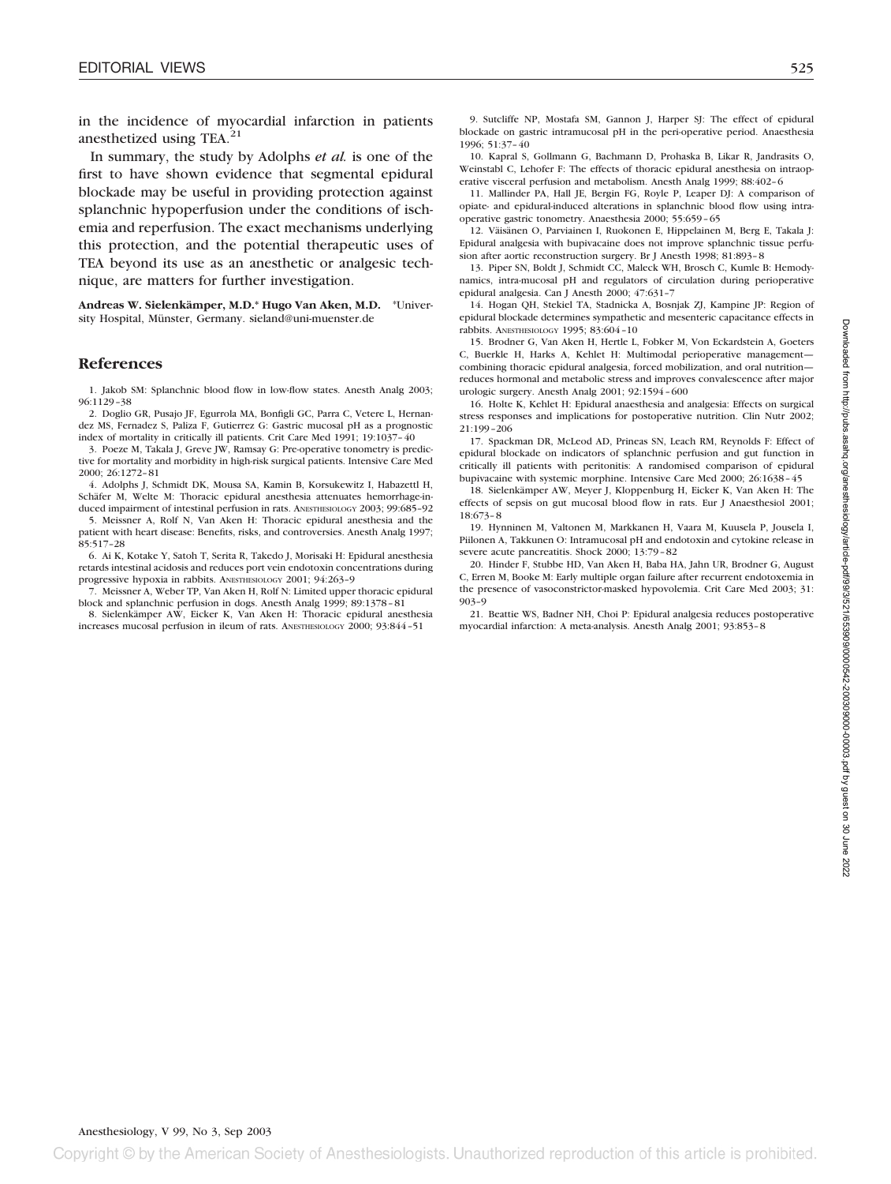in the incidence of myocardial infarction in patients anesthetized using TEA.[21]

In summary, the study by Adolphs *et al.* is one of the first to have shown evidence that segmental epidural blockade may be useful in providing protection against splanchnic hypoperfusion under the conditions of ischemia and reperfusion. The exact mechanisms underlying this protection, and the potential therapeutic uses of TEA beyond its use as an anesthetic or analgesic technique, are matters for further investigation.

**Andreas W. Sielenkämper, M.D.\* Hugo Van Aken, M.D.** \*University Hospital, Münster, Germany. sieland@uni-muenster.de

## References

1. Jakob SM: Splanchnic blood flow in low-flow states. Anesth Analg 2003; 96:1129–38
2. Doglio GR, Pusajo JF, Egurrola MA, Bonfigli GC, Parra C, Vetere L, Hernandez MS, Fernadez S, Paliza F, Gutierrez G: Gastric mucosal pH as a prognostic index of mortality in critically ill patients. Crit Care Med 1991; 19:1037–40
3. Poeze M, Takala J, Greve JW, Ramsay G: Pre-operative tonometry is predictive for mortality and morbidity in high-risk surgical patients. Intensive Care Med 2000; 26:1272–81
4. Adolphs J, Schmidt DK, Mousa SA, Kamin B, Korsukewitz I, Habazettl H, Schäfer M, Welte M: Thoracic epidural anesthesia attenuates hemorrhage-induced impairment of intestinal perfusion in rats. Anesthesiology 2003; 99:685–92
5. Meissner A, Rolf N, Van Aken H: Thoracic epidural anesthesia and the patient with heart disease: Benefits, risks, and controversies. Anesth Analg 1997; 85:517–28
6. Ai K, Kotake Y, Satoh T, Serita R, Takedo J, Morisaki H: Epidural anesthesia retards intestinal acidosis and reduces port vein endotoxin concentrations during progressive hypoxia in rabbits. Anesthesiology 2001; 94:263–9
7. Meissner A, Weber TP, Van Aken H, Rolf N: Limited upper thoracic epidural block and splanchnic perfusion in dogs. Anesth Analg 1999; 89:1378–81
8. Sielenkämper AW, Eicker K, Van Aken H: Thoracic epidural anesthesia increases mucosal perfusion in ileum of rats. Anesthesiology 2000; 93:844–51
9. Sutcliffe NP, Mostafa SM, Gannon J, Harper SJ: The effect of epidural blockade on gastric intramucosal pH in the peri-operative period. Anaesthesia 1996; 51:37–40
10. Kapral S, Gollmann G, Bachmann D, Prohaska B, Likar R, Jandrasits O, Weinstabl C, Lehofer F: The effects of thoracic epidural anesthesia on intraoperative visceral perfusion and metabolism. Anesth Analg 1999; 88:402–6
11. Mallinder PA, Hall JE, Bergin FG, Royle P, Leaper DJ: A comparison of opiate- and epidural-induced alterations in splanchnic blood flow using intraoperative gastric tonometry. Anaesthesia 2000; 55:659–65
12. Väisänen O, Parviainen I, Ruokonen E, Hippelainen M, Berg E, Takala J: Epidural analgesia with bupivacaine does not improve splanchnic tissue perfusion after aortic reconstruction surgery. Br J Anesth 1998; 81:893–8
13. Piper SN, Boldt J, Schmidt CC, Maleck WH, Brosch C, Kumle B: Hemodynamics, intra-mucosal pH and regulators of circulation during perioperative epidural analgesia. Can J Anesth 2000; 47:631–7
14. Hogan QH, Stekiel TA, Stadnicka A, Bosnjak ZJ, Kampine JP: Region of epidural blockade determines sympathetic and mesenteric capacitance effects in rabbits. Anesthesiology 1995; 83:604–10
15. Brodner G, Van Aken H, Hertle L, Fobker M, Von Eckardstein A, Goeters C, Buerkle H, Harks A, Kehlet H: Multimodal perioperative management—combining thoracic epidural analgesia, forced mobilization, and oral nutrition—reduces hormonal and metabolic stress and improves convalescence after major urologic surgery. Anesth Analg 2001; 92:1594–600
16. Holte K, Kehlet H: Epidural anaesthesia and analgesia: Effects on surgical stress responses and implications for postoperative nutrition. Clin Nutr 2002; 21:199–206
17. Spackman DR, McLeod AD, Prineas SN, Leach RM, Reynolds F: Effect of epidural blockade on indicators of splanchnic perfusion and gut function in critically ill patients with peritonitis: A randomised comparison of epidural bupivacaine with systemic morphine. Intensive Care Med 2000; 26:1638–45
18. Sielenkämper AW, Meyer J, Kloppenburg H, Eicker K, Van Aken H: The effects of sepsis on gut mucosal blood flow in rats. Eur J Anaesthesiol 2001; 18:673–8
19. Hynninen M, Valtonen M, Markkanen H, Vaara M, Kuusela P, Jousela I, Piilonen A, Takkunen O: Intramucosal pH and endotoxin and cytokine release in severe acute pancreatitis. Shock 2000; 13:79–82
20. Hinder F, Stubbe HD, Van Aken H, Baba HA, Jahn UR, Brodner G, August C, Erren M, Booke M: Early multiple organ failure after recurrent endotoxemia in the presence of vasoconstrictor-masked hypovolemia. Crit Care Med 2003; 31:903–9
21. Beattie WS, Badner NH, Choi P: Epidural analgesia reduces postoperative myocardial infarction: A meta-analysis. Anesth Analg 2001; 93:853–8